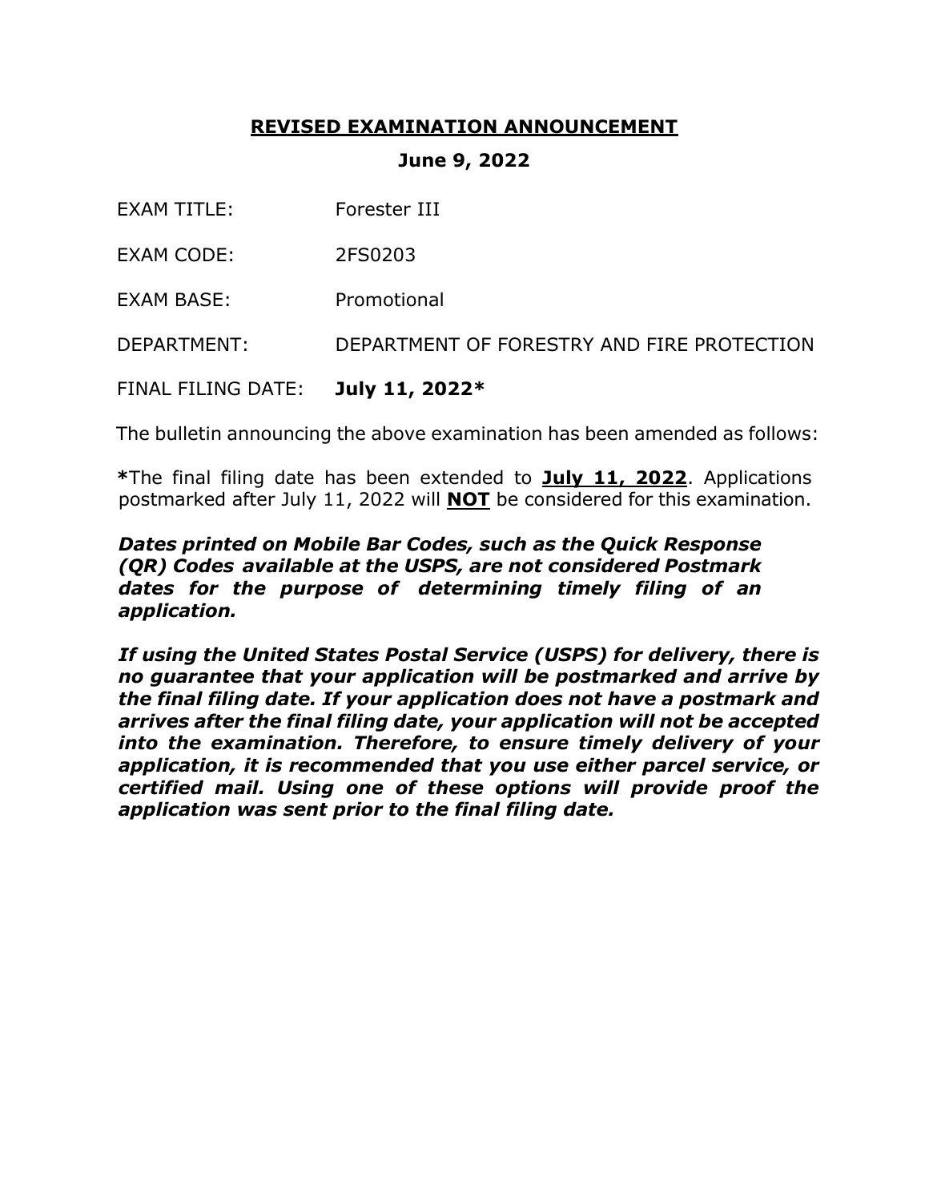# **REVISED EXAMINATION ANNOUNCEMENT**

**June 9, 2022**

EXAM TITLE: Forester III

EXAM CODE: 2FS0203

EXAM BASE: Promotional

DEPARTMENT: DEPARTMENT OF FORESTRY AND FIRE PROTECTION

FINAL FILING DATE: **July 11, 2022***

The bulletin announcing the above examination has been amended as follows:

*****The final filing date has been extended to **July 11, 2022**. Applications postmarked after July 11, 2022 will **NOT** be considered for this examination.

***Dates printed on Mobile Bar Codes, such as the Quick Response (QR) Codes available at the USPS, are not considered Postmark dates for the purpose of determining timely filing of an application.***

***If using the United States Postal Service (USPS) for delivery, there is no guarantee that your application will be postmarked and arrive by the final filing date. If your application does not have a postmark and arrives after the final filing date, your application will not be accepted into the examination. Therefore, to ensure timely delivery of your application, it is recommended that you use either parcel service, or certified mail. Using one of these options will provide proof the application was sent prior to the final filing date.***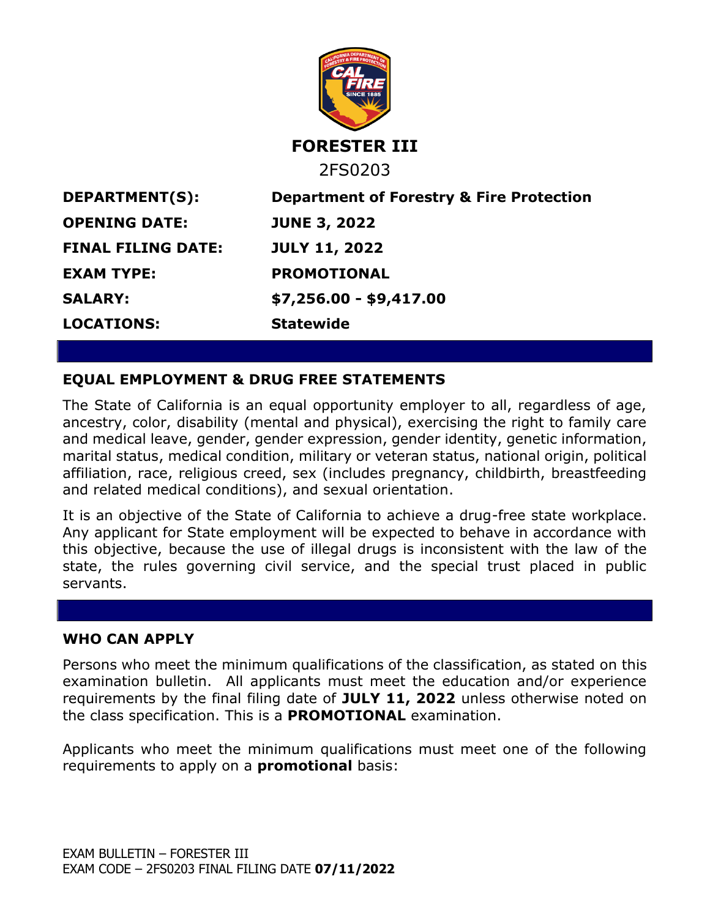# FORESTER III

2FS0203

| | |
|---|---|
| **DEPARTMENT(S):** | **Department of Forestry & Fire Protection** |
| **OPENING DATE:** | **JUNE 3, 2022** |
| **FINAL FILING DATE:** | **JULY 11, 2022** |
| **EXAM TYPE:** | **PROMOTIONAL** |
| **SALARY:** | **$7,256.00 - $9,417.00** |
| **LOCATIONS:** | **Statewide** |

## EQUAL EMPLOYMENT & DRUG FREE STATEMENTS

The State of California is an equal opportunity employer to all, regardless of age, ancestry, color, disability (mental and physical), exercising the right to family care and medical leave, gender, gender expression, gender identity, genetic information, marital status, medical condition, military or veteran status, national origin, political affiliation, race, religious creed, sex (includes pregnancy, childbirth, breastfeeding and related medical conditions), and sexual orientation.

It is an objective of the State of California to achieve a drug-free state workplace. Any applicant for State employment will be expected to behave in accordance with this objective, because the use of illegal drugs is inconsistent with the law of the state, the rules governing civil service, and the special trust placed in public servants.

## WHO CAN APPLY

Persons who meet the minimum qualifications of the classification, as stated on this examination bulletin. All applicants must meet the education and/or experience requirements by the final filing date of **JULY 11, 2022** unless otherwise noted on the class specification. This is a **PROMOTIONAL** examination.

Applicants who meet the minimum qualifications must meet one of the following requirements to apply on a **promotional** basis: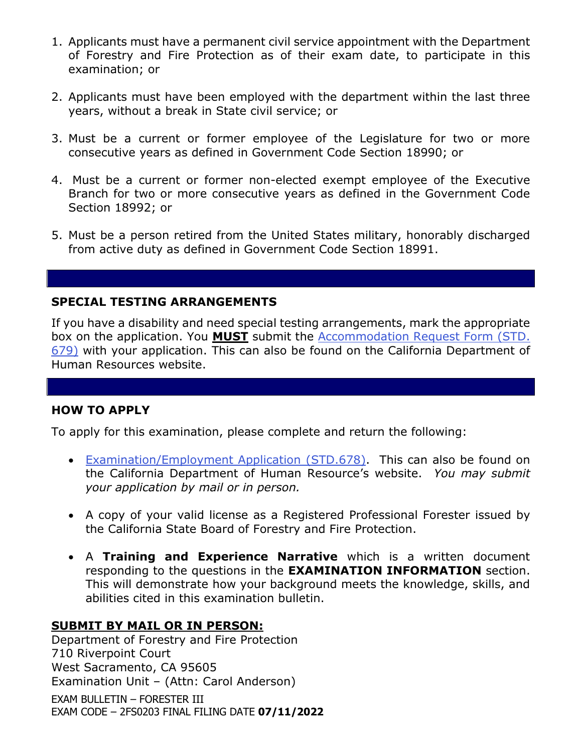1. Applicants must have a permanent civil service appointment with the Department of Forestry and Fire Protection as of their exam date, to participate in this examination; or

2. Applicants must have been employed with the department within the last three years, without a break in State civil service; or

3. Must be a current or former employee of the Legislature for two or more consecutive years as defined in Government Code Section 18990; or

4. Must be a current or former non-elected exempt employee of the Executive Branch for two or more consecutive years as defined in the Government Code Section 18992; or

5. Must be a person retired from the United States military, honorably discharged from active duty as defined in Government Code Section 18991.

## SPECIAL TESTING ARRANGEMENTS

If you have a disability and need special testing arrangements, mark the appropriate box on the application. You **MUST** submit the Accommodation Request Form (STD. 679) with your application. This can also be found on the California Department of Human Resources website.

## HOW TO APPLY

To apply for this examination, please complete and return the following:

- Examination/Employment Application (STD.678). This can also be found on the California Department of Human Resource's website. *You may submit your application by mail or in person.*

- A copy of your valid license as a Registered Professional Forester issued by the California State Board of Forestry and Fire Protection.

- A **Training and Experience Narrative** which is a written document responding to the questions in the **EXAMINATION INFORMATION** section. This will demonstrate how your background meets the knowledge, skills, and abilities cited in this examination bulletin.

**SUBMIT BY MAIL OR IN PERSON:**

Department of Forestry and Fire Protection
710 Riverpoint Court
West Sacramento, CA 95605
Examination Unit – (Attn: Carol Anderson)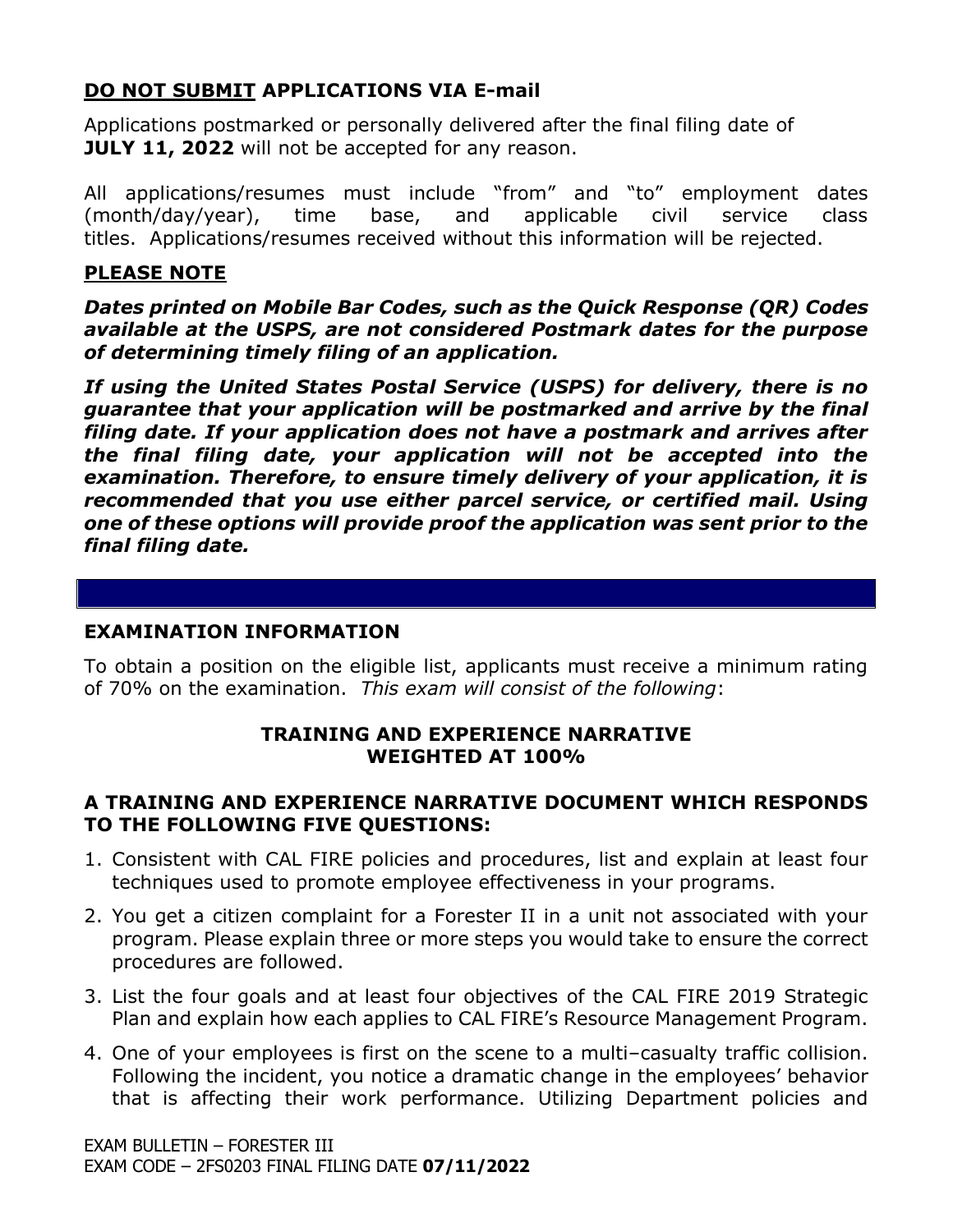**<u>DO NOT SUBMIT</u> APPLICATIONS VIA E-mail**

Applications postmarked or personally delivered after the final filing date of **JULY 11, 2022** will not be accepted for any reason.

All applications/resumes must include "from" and "to" employment dates (month/day/year), time base, and applicable civil service class titles. Applications/resumes received without this information will be rejected.

## <u>PLEASE NOTE</u>

***Dates printed on Mobile Bar Codes, such as the Quick Response (QR) Codes available at the USPS, are not considered Postmark dates for the purpose of determining timely filing of an application.***

***If using the United States Postal Service (USPS) for delivery, there is no guarantee that your application will be postmarked and arrive by the final filing date. If your application does not have a postmark and arrives after the final filing date, your application will not be accepted into the examination. Therefore, to ensure timely delivery of your application, it is recommended that you use either parcel service, or certified mail. Using one of these options will provide proof the application was sent prior to the final filing date.***

## EXAMINATION INFORMATION

To obtain a position on the eligible list, applicants must receive a minimum rating of 70% on the examination. *This exam will consist of the following*:

**TRAINING AND EXPERIENCE NARRATIVE**
**WEIGHTED AT 100%**

**A TRAINING AND EXPERIENCE NARRATIVE DOCUMENT WHICH RESPONDS TO THE FOLLOWING FIVE QUESTIONS:**

1. Consistent with CAL FIRE policies and procedures, list and explain at least four techniques used to promote employee effectiveness in your programs.
2. You get a citizen complaint for a Forester II in a unit not associated with your program. Please explain three or more steps you would take to ensure the correct procedures are followed.
3. List the four goals and at least four objectives of the CAL FIRE 2019 Strategic Plan and explain how each applies to CAL FIRE's Resource Management Program.
4. One of your employees is first on the scene to a multi–casualty traffic collision. Following the incident, you notice a dramatic change in the employees' behavior that is affecting their work performance. Utilizing Department policies and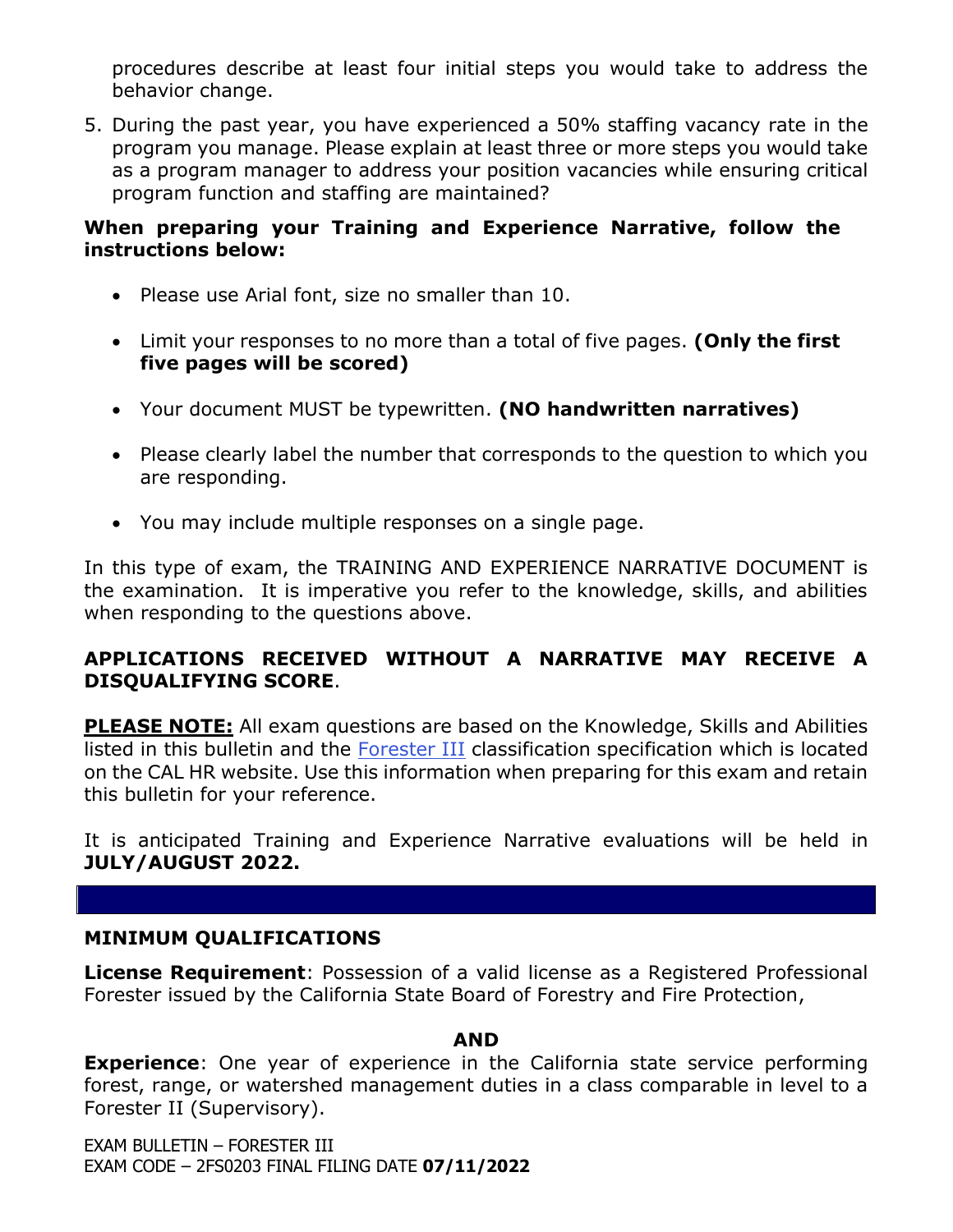procedures describe at least four initial steps you would take to address the behavior change.

5. During the past year, you have experienced a 50% staffing vacancy rate in the program you manage. Please explain at least three or more steps you would take as a program manager to address your position vacancies while ensuring critical program function and staffing are maintained?

**When preparing your Training and Experience Narrative, follow the instructions below:**

- Please use Arial font, size no smaller than 10.
- Limit your responses to no more than a total of five pages. **(Only the first five pages will be scored)**
- Your document MUST be typewritten. **(NO handwritten narratives)**
- Please clearly label the number that corresponds to the question to which you are responding.
- You may include multiple responses on a single page.

In this type of exam, the TRAINING AND EXPERIENCE NARRATIVE DOCUMENT is the examination. It is imperative you refer to the knowledge, skills, and abilities when responding to the questions above.

**APPLICATIONS RECEIVED WITHOUT A NARRATIVE MAY RECEIVE A DISQUALIFYING SCORE**.

**PLEASE NOTE:** All exam questions are based on the Knowledge, Skills and Abilities listed in this bulletin and the Forester III classification specification which is located on the CAL HR website. Use this information when preparing for this exam and retain this bulletin for your reference.

It is anticipated Training and Experience Narrative evaluations will be held in **JULY/AUGUST 2022.**

## MINIMUM QUALIFICATIONS

**License Requirement**: Possession of a valid license as a Registered Professional Forester issued by the California State Board of Forestry and Fire Protection,

**AND**

**Experience**: One year of experience in the California state service performing forest, range, or watershed management duties in a class comparable in level to a Forester II (Supervisory).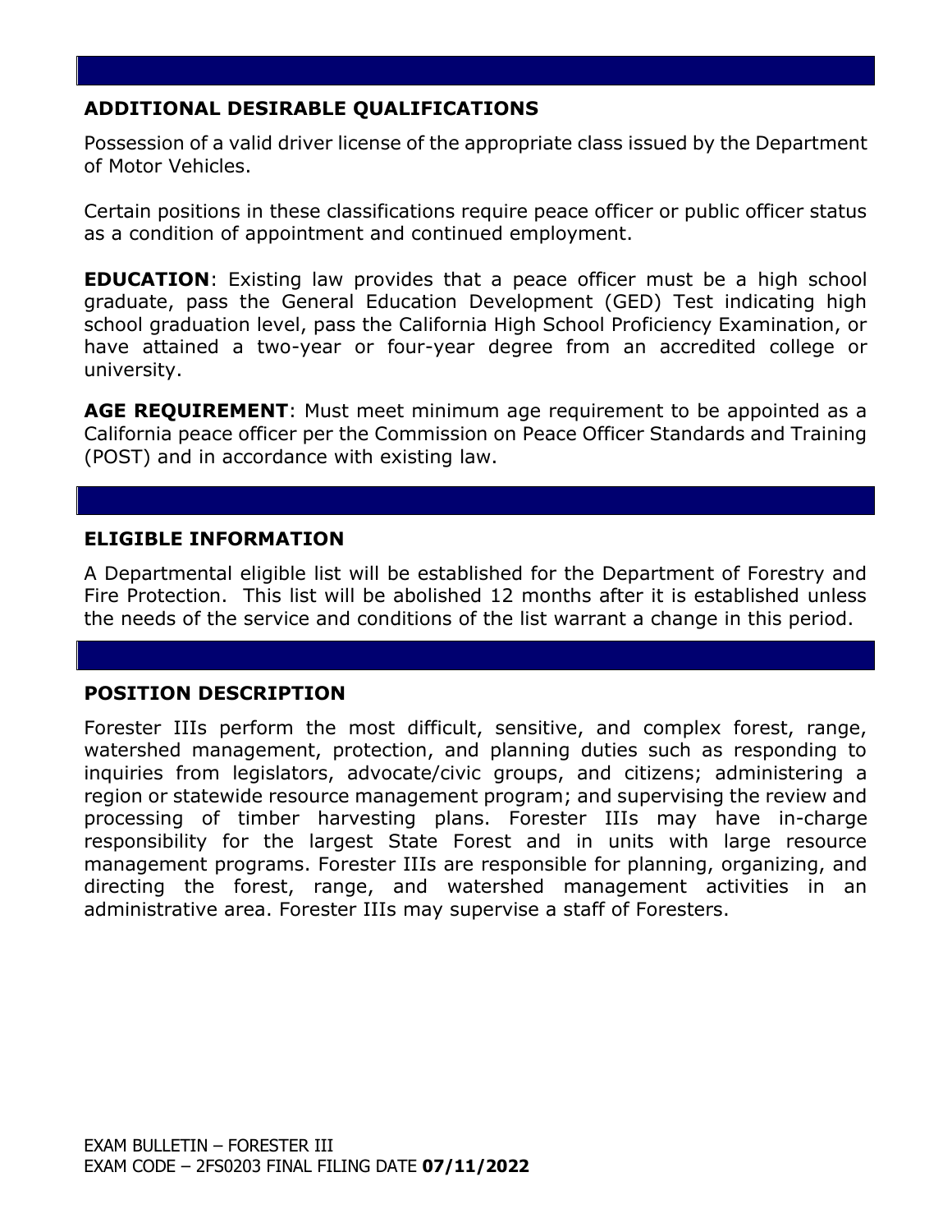## ADDITIONAL DESIRABLE QUALIFICATIONS

Possession of a valid driver license of the appropriate class issued by the Department of Motor Vehicles.

Certain positions in these classifications require peace officer or public officer status as a condition of appointment and continued employment.

**EDUCATION**: Existing law provides that a peace officer must be a high school graduate, pass the General Education Development (GED) Test indicating high school graduation level, pass the California High School Proficiency Examination, or have attained a two-year or four-year degree from an accredited college or university.

**AGE REQUIREMENT**: Must meet minimum age requirement to be appointed as a California peace officer per the Commission on Peace Officer Standards and Training (POST) and in accordance with existing law.

## ELIGIBLE INFORMATION

A Departmental eligible list will be established for the Department of Forestry and Fire Protection. This list will be abolished 12 months after it is established unless the needs of the service and conditions of the list warrant a change in this period.

## POSITION DESCRIPTION

Forester IIIs perform the most difficult, sensitive, and complex forest, range, watershed management, protection, and planning duties such as responding to inquiries from legislators, advocate/civic groups, and citizens; administering a region or statewide resource management program; and supervising the review and processing of timber harvesting plans. Forester IIIs may have in-charge responsibility for the largest State Forest and in units with large resource management programs. Forester IIIs are responsible for planning, organizing, and directing the forest, range, and watershed management activities in an administrative area. Forester IIIs may supervise a staff of Foresters.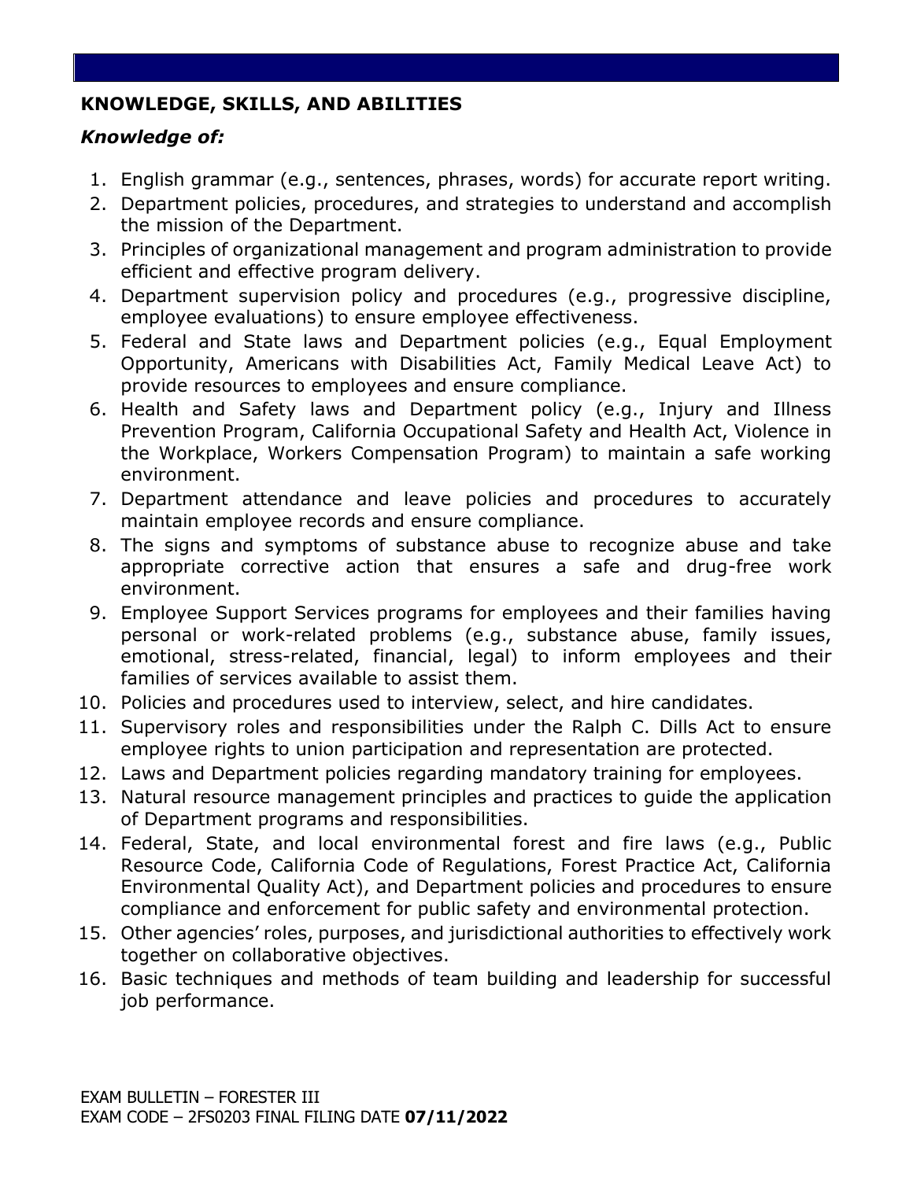## KNOWLEDGE, SKILLS, AND ABILITIES

### *Knowledge of:*

1. English grammar (e.g., sentences, phrases, words) for accurate report writing.
2. Department policies, procedures, and strategies to understand and accomplish the mission of the Department.
3. Principles of organizational management and program administration to provide efficient and effective program delivery.
4. Department supervision policy and procedures (e.g., progressive discipline, employee evaluations) to ensure employee effectiveness.
5. Federal and State laws and Department policies (e.g., Equal Employment Opportunity, Americans with Disabilities Act, Family Medical Leave Act) to provide resources to employees and ensure compliance.
6. Health and Safety laws and Department policy (e.g., Injury and Illness Prevention Program, California Occupational Safety and Health Act, Violence in the Workplace, Workers Compensation Program) to maintain a safe working environment.
7. Department attendance and leave policies and procedures to accurately maintain employee records and ensure compliance.
8. The signs and symptoms of substance abuse to recognize abuse and take appropriate corrective action that ensures a safe and drug-free work environment.
9. Employee Support Services programs for employees and their families having personal or work-related problems (e.g., substance abuse, family issues, emotional, stress-related, financial, legal) to inform employees and their families of services available to assist them.
10. Policies and procedures used to interview, select, and hire candidates.
11. Supervisory roles and responsibilities under the Ralph C. Dills Act to ensure employee rights to union participation and representation are protected.
12. Laws and Department policies regarding mandatory training for employees.
13. Natural resource management principles and practices to guide the application of Department programs and responsibilities.
14. Federal, State, and local environmental forest and fire laws (e.g., Public Resource Code, California Code of Regulations, Forest Practice Act, California Environmental Quality Act), and Department policies and procedures to ensure compliance and enforcement for public safety and environmental protection.
15. Other agencies' roles, purposes, and jurisdictional authorities to effectively work together on collaborative objectives.
16. Basic techniques and methods of team building and leadership for successful job performance.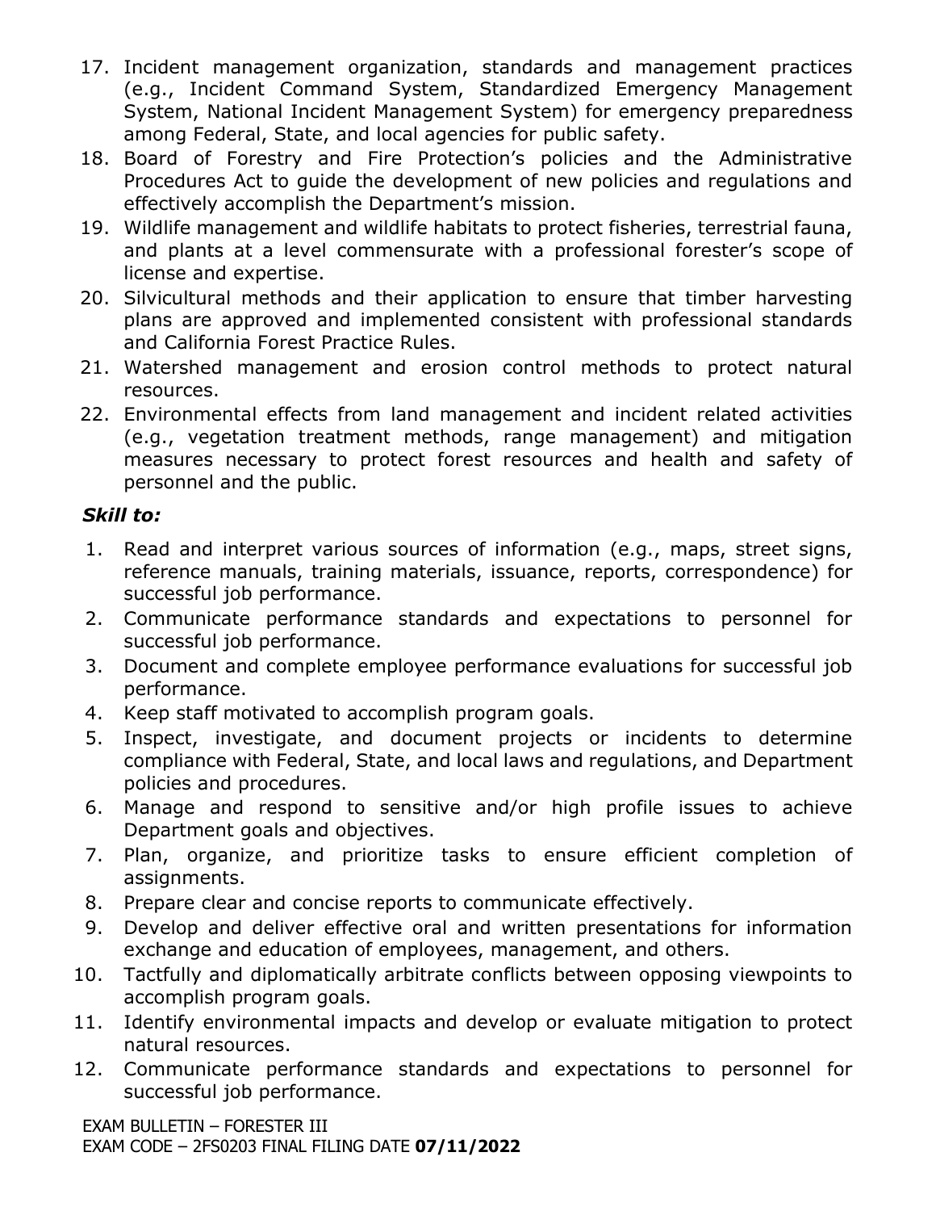17. Incident management organization, standards and management practices (e.g., Incident Command System, Standardized Emergency Management System, National Incident Management System) for emergency preparedness among Federal, State, and local agencies for public safety.
18. Board of Forestry and Fire Protection's policies and the Administrative Procedures Act to guide the development of new policies and regulations and effectively accomplish the Department's mission.
19. Wildlife management and wildlife habitats to protect fisheries, terrestrial fauna, and plants at a level commensurate with a professional forester's scope of license and expertise.
20. Silvicultural methods and their application to ensure that timber harvesting plans are approved and implemented consistent with professional standards and California Forest Practice Rules.
21. Watershed management and erosion control methods to protect natural resources.
22. Environmental effects from land management and incident related activities (e.g., vegetation treatment methods, range management) and mitigation measures necessary to protect forest resources and health and safety of personnel and the public.

***Skill to:***

1. Read and interpret various sources of information (e.g., maps, street signs, reference manuals, training materials, issuance, reports, correspondence) for successful job performance.
2. Communicate performance standards and expectations to personnel for successful job performance.
3. Document and complete employee performance evaluations for successful job performance.
4. Keep staff motivated to accomplish program goals.
5. Inspect, investigate, and document projects or incidents to determine compliance with Federal, State, and local laws and regulations, and Department policies and procedures.
6. Manage and respond to sensitive and/or high profile issues to achieve Department goals and objectives.
7. Plan, organize, and prioritize tasks to ensure efficient completion of assignments.
8. Prepare clear and concise reports to communicate effectively.
9. Develop and deliver effective oral and written presentations for information exchange and education of employees, management, and others.
10. Tactfully and diplomatically arbitrate conflicts between opposing viewpoints to accomplish program goals.
11. Identify environmental impacts and develop or evaluate mitigation to protect natural resources.
12. Communicate performance standards and expectations to personnel for successful job performance.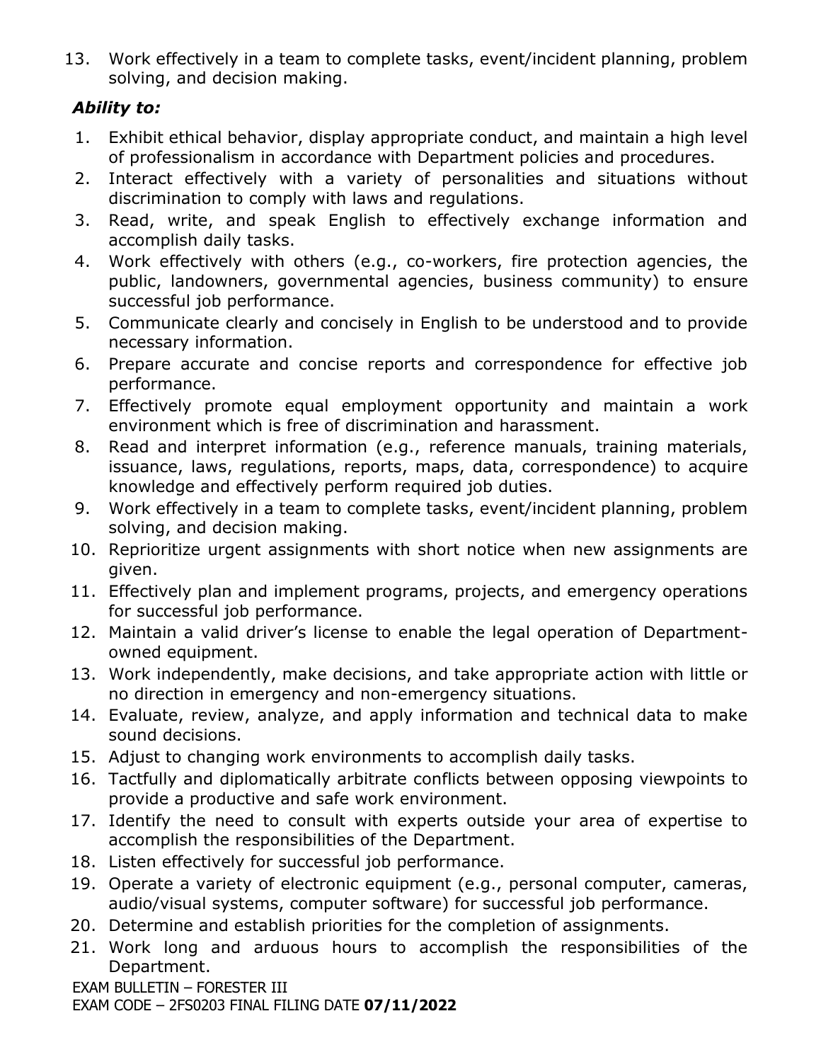13. Work effectively in a team to complete tasks, event/incident planning, problem solving, and decision making.

***Ability to:***

1. Exhibit ethical behavior, display appropriate conduct, and maintain a high level of professionalism in accordance with Department policies and procedures.
2. Interact effectively with a variety of personalities and situations without discrimination to comply with laws and regulations.
3. Read, write, and speak English to effectively exchange information and accomplish daily tasks.
4. Work effectively with others (e.g., co-workers, fire protection agencies, the public, landowners, governmental agencies, business community) to ensure successful job performance.
5. Communicate clearly and concisely in English to be understood and to provide necessary information.
6. Prepare accurate and concise reports and correspondence for effective job performance.
7. Effectively promote equal employment opportunity and maintain a work environment which is free of discrimination and harassment.
8. Read and interpret information (e.g., reference manuals, training materials, issuance, laws, regulations, reports, maps, data, correspondence) to acquire knowledge and effectively perform required job duties.
9. Work effectively in a team to complete tasks, event/incident planning, problem solving, and decision making.
10. Reprioritize urgent assignments with short notice when new assignments are given.
11. Effectively plan and implement programs, projects, and emergency operations for successful job performance.
12. Maintain a valid driver's license to enable the legal operation of Department-owned equipment.
13. Work independently, make decisions, and take appropriate action with little or no direction in emergency and non-emergency situations.
14. Evaluate, review, analyze, and apply information and technical data to make sound decisions.
15. Adjust to changing work environments to accomplish daily tasks.
16. Tactfully and diplomatically arbitrate conflicts between opposing viewpoints to provide a productive and safe work environment.
17. Identify the need to consult with experts outside your area of expertise to accomplish the responsibilities of the Department.
18. Listen effectively for successful job performance.
19. Operate a variety of electronic equipment (e.g., personal computer, cameras, audio/visual systems, computer software) for successful job performance.
20. Determine and establish priorities for the completion of assignments.
21. Work long and arduous hours to accomplish the responsibilities of the Department.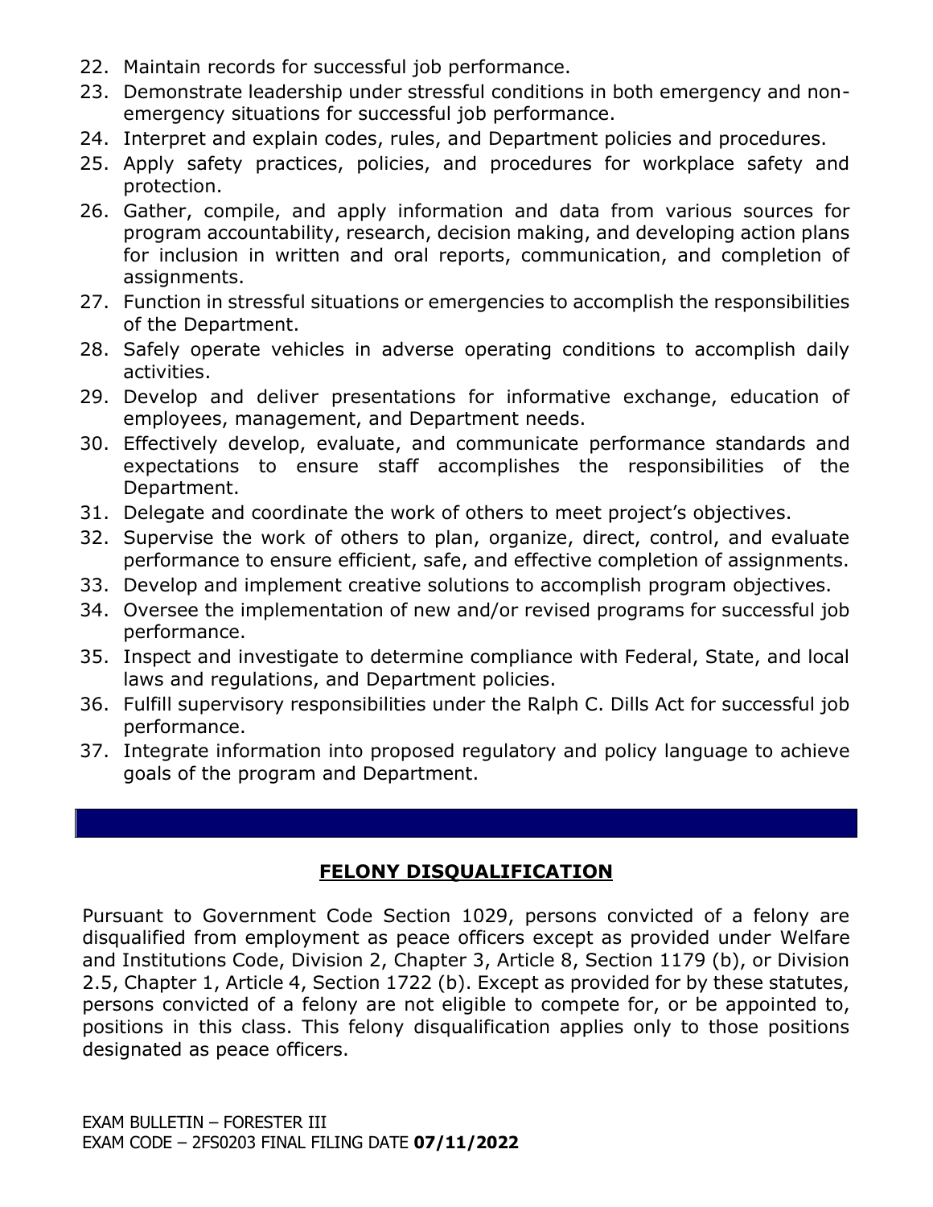22. Maintain records for successful job performance.
23. Demonstrate leadership under stressful conditions in both emergency and non-emergency situations for successful job performance.
24. Interpret and explain codes, rules, and Department policies and procedures.
25. Apply safety practices, policies, and procedures for workplace safety and protection.
26. Gather, compile, and apply information and data from various sources for program accountability, research, decision making, and developing action plans for inclusion in written and oral reports, communication, and completion of assignments.
27. Function in stressful situations or emergencies to accomplish the responsibilities of the Department.
28. Safely operate vehicles in adverse operating conditions to accomplish daily activities.
29. Develop and deliver presentations for informative exchange, education of employees, management, and Department needs.
30. Effectively develop, evaluate, and communicate performance standards and expectations to ensure staff accomplishes the responsibilities of the Department.
31. Delegate and coordinate the work of others to meet project's objectives.
32. Supervise the work of others to plan, organize, direct, control, and evaluate performance to ensure efficient, safe, and effective completion of assignments.
33. Develop and implement creative solutions to accomplish program objectives.
34. Oversee the implementation of new and/or revised programs for successful job performance.
35. Inspect and investigate to determine compliance with Federal, State, and local laws and regulations, and Department policies.
36. Fulfill supervisory responsibilities under the Ralph C. Dills Act for successful job performance.
37. Integrate information into proposed regulatory and policy language to achieve goals of the program and Department.

## FELONY DISQUALIFICATION

Pursuant to Government Code Section 1029, persons convicted of a felony are disqualified from employment as peace officers except as provided under Welfare and Institutions Code, Division 2, Chapter 3, Article 8, Section 1179 (b), or Division 2.5, Chapter 1, Article 4, Section 1722 (b). Except as provided for by these statutes, persons convicted of a felony are not eligible to compete for, or be appointed to, positions in this class. This felony disqualification applies only to those positions designated as peace officers.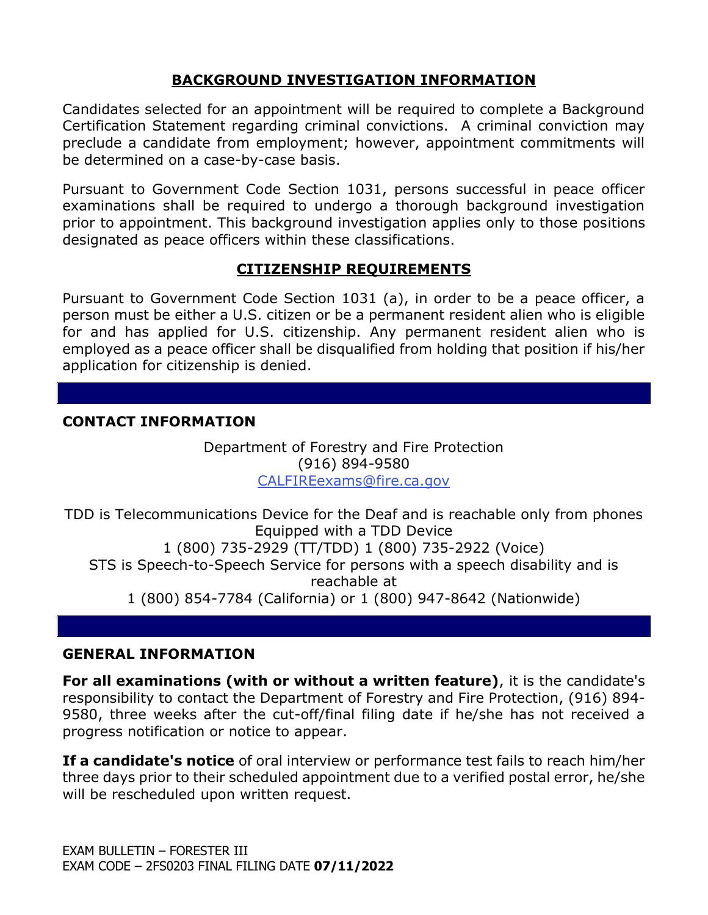## BACKGROUND INVESTIGATION INFORMATION

Candidates selected for an appointment will be required to complete a Background Certification Statement regarding criminal convictions. A criminal conviction may preclude a candidate from employment; however, appointment commitments will be determined on a case-by-case basis.

Pursuant to Government Code Section 1031, persons successful in peace officer examinations shall be required to undergo a thorough background investigation prior to appointment. This background investigation applies only to those positions designated as peace officers within these classifications.

## CITIZENSHIP REQUIREMENTS

Pursuant to Government Code Section 1031 (a), in order to be a peace officer, a person must be either a U.S. citizen or be a permanent resident alien who is eligible for and has applied for U.S. citizenship. Any permanent resident alien who is employed as a peace officer shall be disqualified from holding that position if his/her application for citizenship is denied.

## CONTACT INFORMATION

Department of Forestry and Fire Protection
(916) 894-9580
CALFIREexams@fire.ca.gov

TDD is Telecommunications Device for the Deaf and is reachable only from phones Equipped with a TDD Device
1 (800) 735-2929 (TT/TDD) 1 (800) 735-2922 (Voice)
STS is Speech-to-Speech Service for persons with a speech disability and is reachable at
1 (800) 854-7784 (California) or 1 (800) 947-8642 (Nationwide)

## GENERAL INFORMATION

**For all examinations (with or without a written feature)**, it is the candidate's responsibility to contact the Department of Forestry and Fire Protection, (916) 894-9580, three weeks after the cut-off/final filing date if he/she has not received a progress notification or notice to appear.

**If a candidate's notice** of oral interview or performance test fails to reach him/her three days prior to their scheduled appointment due to a verified postal error, he/she will be rescheduled upon written request.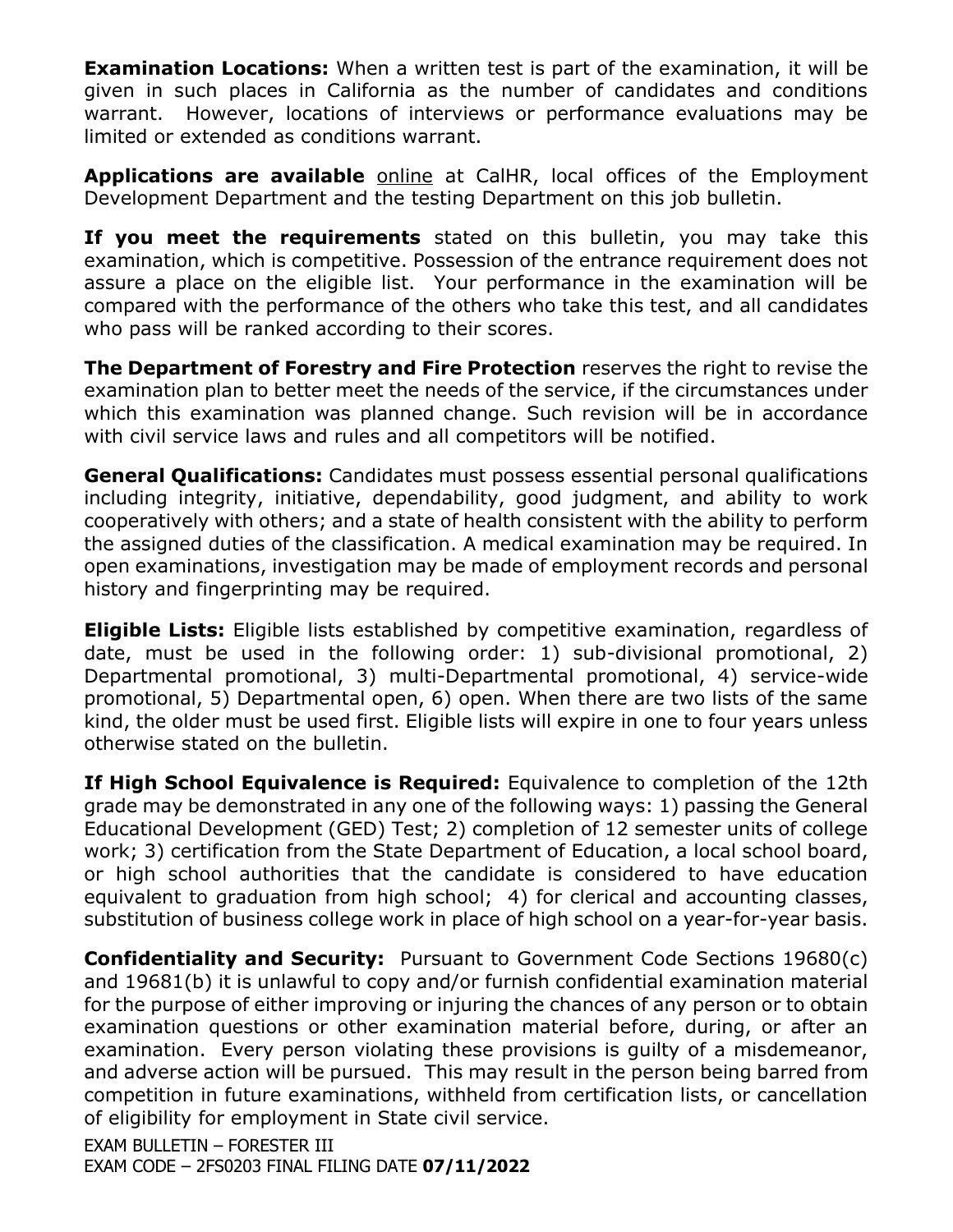**Examination Locations:** When a written test is part of the examination, it will be given in such places in California as the number of candidates and conditions warrant. However, locations of interviews or performance evaluations may be limited or extended as conditions warrant.

**Applications are available** online at CalHR, local offices of the Employment Development Department and the testing Department on this job bulletin.

**If you meet the requirements** stated on this bulletin, you may take this examination, which is competitive. Possession of the entrance requirement does not assure a place on the eligible list. Your performance in the examination will be compared with the performance of the others who take this test, and all candidates who pass will be ranked according to their scores.

**The Department of Forestry and Fire Protection** reserves the right to revise the examination plan to better meet the needs of the service, if the circumstances under which this examination was planned change. Such revision will be in accordance with civil service laws and rules and all competitors will be notified.

**General Qualifications:** Candidates must possess essential personal qualifications including integrity, initiative, dependability, good judgment, and ability to work cooperatively with others; and a state of health consistent with the ability to perform the assigned duties of the classification. A medical examination may be required. In open examinations, investigation may be made of employment records and personal history and fingerprinting may be required.

**Eligible Lists:** Eligible lists established by competitive examination, regardless of date, must be used in the following order: 1) sub-divisional promotional, 2) Departmental promotional, 3) multi-Departmental promotional, 4) service-wide promotional, 5) Departmental open, 6) open. When there are two lists of the same kind, the older must be used first. Eligible lists will expire in one to four years unless otherwise stated on the bulletin.

**If High School Equivalence is Required:** Equivalence to completion of the 12th grade may be demonstrated in any one of the following ways: 1) passing the General Educational Development (GED) Test; 2) completion of 12 semester units of college work; 3) certification from the State Department of Education, a local school board, or high school authorities that the candidate is considered to have education equivalent to graduation from high school; 4) for clerical and accounting classes, substitution of business college work in place of high school on a year-for-year basis.

**Confidentiality and Security:** Pursuant to Government Code Sections 19680(c) and 19681(b) it is unlawful to copy and/or furnish confidential examination material for the purpose of either improving or injuring the chances of any person or to obtain examination questions or other examination material before, during, or after an examination. Every person violating these provisions is guilty of a misdemeanor, and adverse action will be pursued. This may result in the person being barred from competition in future examinations, withheld from certification lists, or cancellation of eligibility for employment in State civil service.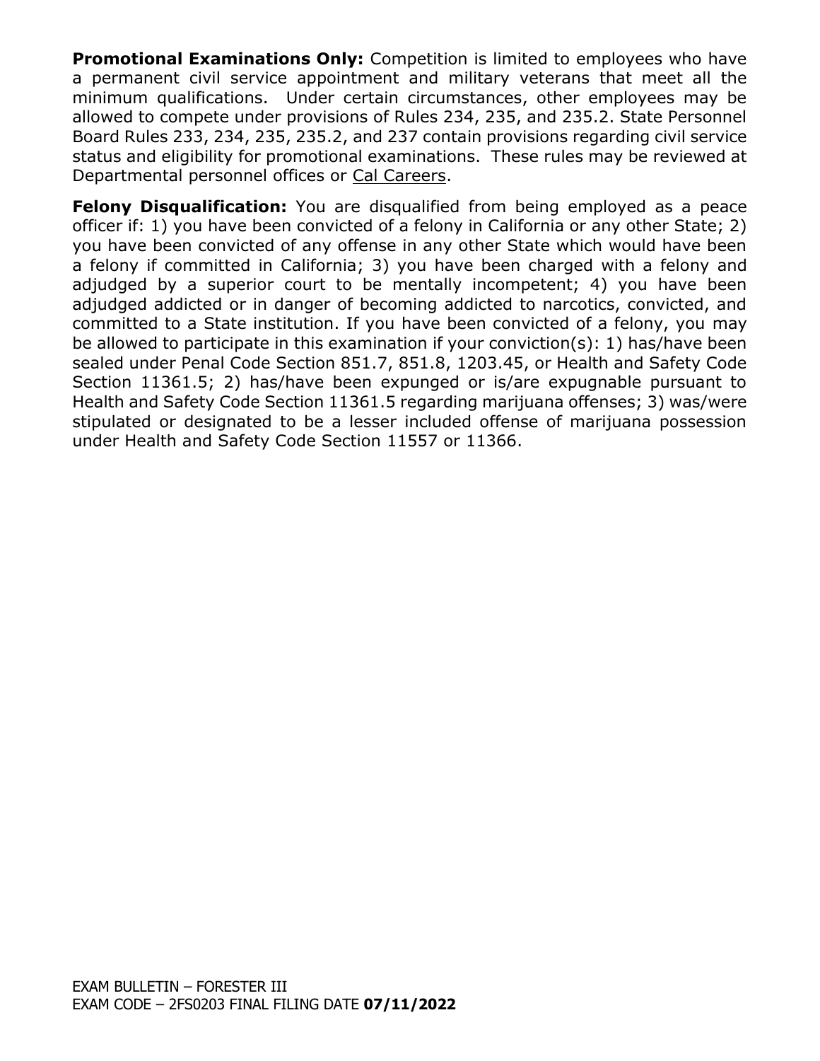**Promotional Examinations Only:** Competition is limited to employees who have a permanent civil service appointment and military veterans that meet all the minimum qualifications. Under certain circumstances, other employees may be allowed to compete under provisions of Rules 234, 235, and 235.2. State Personnel Board Rules 233, 234, 235, 235.2, and 237 contain provisions regarding civil service status and eligibility for promotional examinations. These rules may be reviewed at Departmental personnel offices or Cal Careers.

**Felony Disqualification:** You are disqualified from being employed as a peace officer if: 1) you have been convicted of a felony in California or any other State; 2) you have been convicted of any offense in any other State which would have been a felony if committed in California; 3) you have been charged with a felony and adjudged by a superior court to be mentally incompetent; 4) you have been adjudged addicted or in danger of becoming addicted to narcotics, convicted, and committed to a State institution. If you have been convicted of a felony, you may be allowed to participate in this examination if your conviction(s): 1) has/have been sealed under Penal Code Section 851.7, 851.8, 1203.45, or Health and Safety Code Section 11361.5; 2) has/have been expunged or is/are expugnable pursuant to Health and Safety Code Section 11361.5 regarding marijuana offenses; 3) was/were stipulated or designated to be a lesser included offense of marijuana possession under Health and Safety Code Section 11557 or 11366.